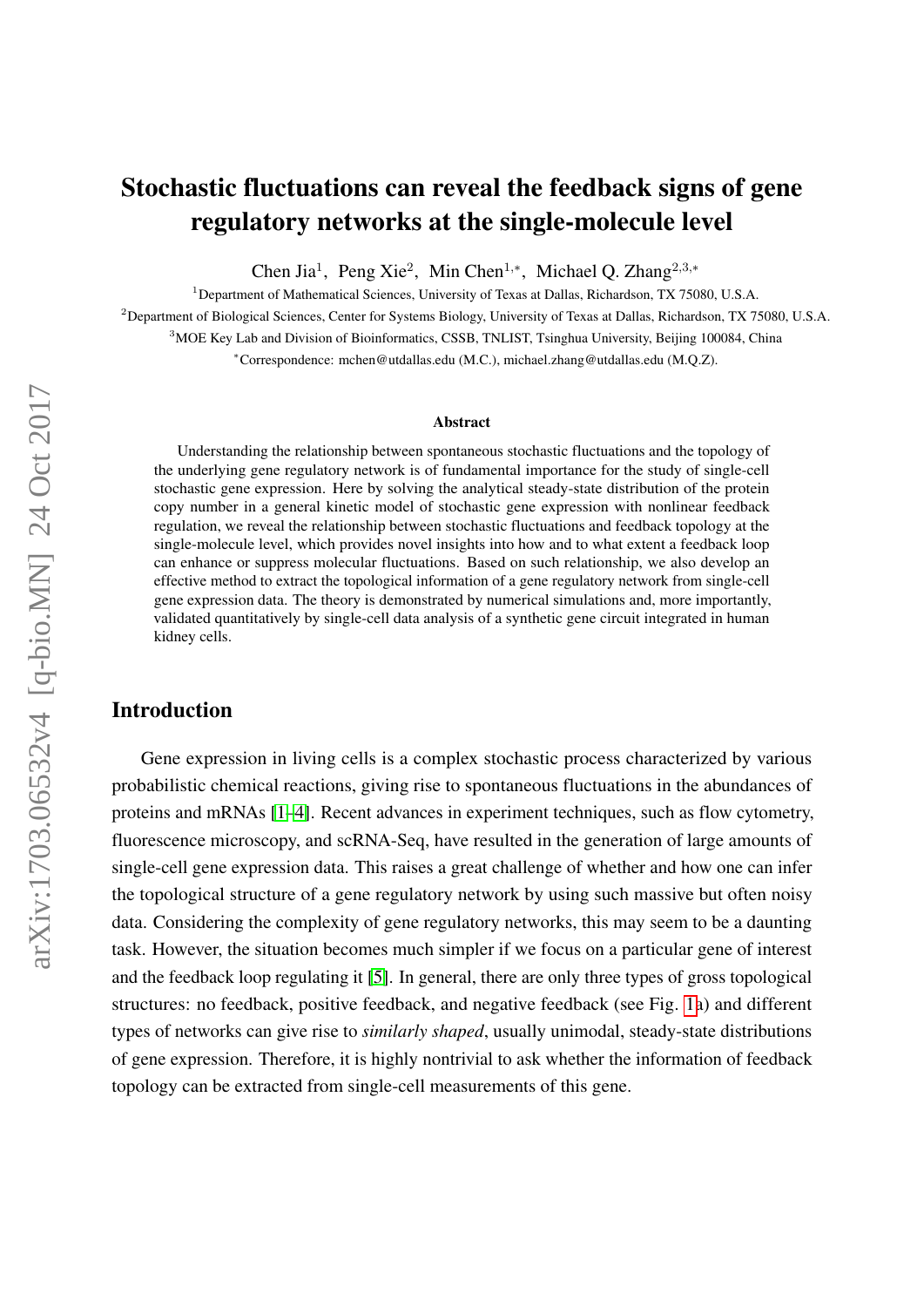# Stochastic fluctuations can reveal the feedback signs of gene regulatory networks at the single-molecule level

Chen Jia[1], Peng Xie[2], Min Chen[1,*], Michael Q. Zhang[2,3,*]

[1]Department of Mathematical Sciences, University of Texas at Dallas, Richardson, TX 75080, U.S.A.

[2]Department of Biological Sciences, Center for Systems Biology, University of Texas at Dallas, Richardson, TX 75080, U.S.A.

[3]MOE Key Lab and Division of Bioinformatics, CSSB, TNLIST, Tsinghua University, Beijing 100084, China

[*]Correspondence: mchen@utdallas.edu (M.C.), michael.zhang@utdallas.edu (M.Q.Z).

**Abstract**

Understanding the relationship between spontaneous stochastic fluctuations and the topology of the underlying gene regulatory network is of fundamental importance for the study of single-cell stochastic gene expression. Here by solving the analytical steady-state distribution of the protein copy number in a general kinetic model of stochastic gene expression with nonlinear feedback regulation, we reveal the relationship between stochastic fluctuations and feedback topology at the single-molecule level, which provides novel insights into how and to what extent a feedback loop can enhance or suppress molecular fluctuations. Based on such relationship, we also develop an effective method to extract the topological information of a gene regulatory network from single-cell gene expression data. The theory is demonstrated by numerical simulations and, more importantly, validated quantitatively by single-cell data analysis of a synthetic gene circuit integrated in human kidney cells.

## Introduction

Gene expression in living cells is a complex stochastic process characterized by various probabilistic chemical reactions, giving rise to spontaneous fluctuations in the abundances of proteins and mRNAs [1–4]. Recent advances in experiment techniques, such as flow cytometry, fluorescence microscopy, and scRNA-Seq, have resulted in the generation of large amounts of single-cell gene expression data. This raises a great challenge of whether and how one can infer the topological structure of a gene regulatory network by using such massive but often noisy data. Considering the complexity of gene regulatory networks, this may seem to be a daunting task. However, the situation becomes much simpler if we focus on a particular gene of interest and the feedback loop regulating it [5]. In general, there are only three types of gross topological structures: no feedback, positive feedback, and negative feedback (see Fig. 1a) and different types of networks can give rise to *similarly shaped*, usually unimodal, steady-state distributions of gene expression. Therefore, it is highly nontrivial to ask whether the information of feedback topology can be extracted from single-cell measurements of this gene.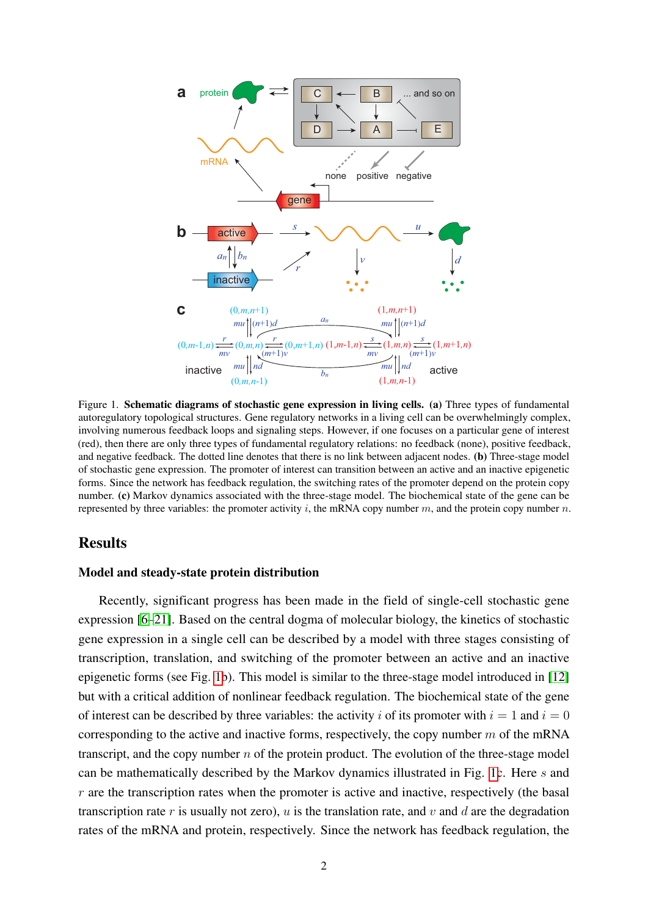Figure 1. **Schematic diagrams of stochastic gene expression in living cells.** **(a)** Three types of fundamental autoregulatory topological structures. Gene regulatory networks in a living cell can be overwhelmingly complex, involving numerous feedback loops and signaling steps. However, if one focuses on a particular gene of interest (red), then there are only three types of fundamental regulatory relations: no feedback (none), positive feedback, and negative feedback. The dotted line denotes that there is no link between adjacent nodes. **(b)** Three-stage model of stochastic gene expression. The promoter of interest can transition between an active and an inactive epigenetic forms. Since the network has feedback regulation, the switching rates of the promoter depend on the protein copy number. **(c)** Markov dynamics associated with the three-stage model. The biochemical state of the gene can be represented by three variables: the promoter activity $i$, the mRNA copy number $m$, and the protein copy number $n$.

## Results

### Model and steady-state protein distribution

Recently, significant progress has been made in the field of single-cell stochastic gene expression [6–21]. Based on the central dogma of molecular biology, the kinetics of stochastic gene expression in a single cell can be described by a model with three stages consisting of transcription, translation, and switching of the promoter between an active and an inactive epigenetic forms (see Fig. 1b). This model is similar to the three-stage model introduced in [12] but with a critical addition of nonlinear feedback regulation. The biochemical state of the gene of interest can be described by three variables: the activity $i$ of its promoter with $i = 1$ and $i = 0$ corresponding to the active and inactive forms, respectively, the copy number $m$ of the mRNA transcript, and the copy number $n$ of the protein product. The evolution of the three-stage model can be mathematically described by the Markov dynamics illustrated in Fig. 1c. Here $s$ and $r$ are the transcription rates when the promoter is active and inactive, respectively (the basal transcription rate $r$ is usually not zero), $u$ is the translation rate, and $v$ and $d$ are the degradation rates of the mRNA and protein, respectively. Since the network has feedback regulation, the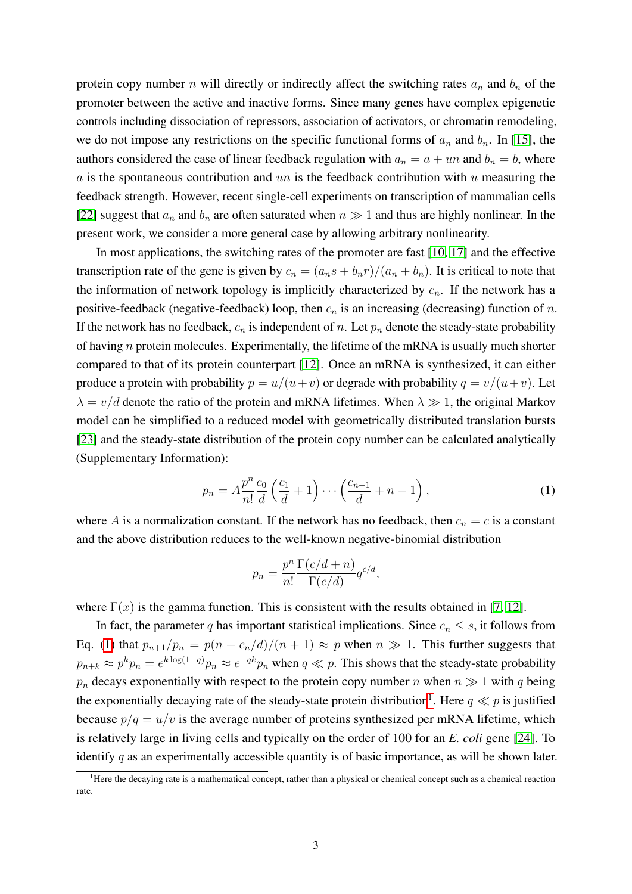protein copy number $n$ will directly or indirectly affect the switching rates $a_n$ and $b_n$ of the promoter between the active and inactive forms. Since many genes have complex epigenetic controls including dissociation of repressors, association of activators, or chromatin remodeling, we do not impose any restrictions on the specific functional forms of $a_n$ and $b_n$. In [15], the authors considered the case of linear feedback regulation with $a_n = a + un$ and $b_n = b$, where $a$ is the spontaneous contribution and $un$ is the feedback contribution with $u$ measuring the feedback strength. However, recent single-cell experiments on transcription of mammalian cells [22] suggest that $a_n$ and $b_n$ are often saturated when $n \gg 1$ and thus are highly nonlinear. In the present work, we consider a more general case by allowing arbitrary nonlinearity.

In most applications, the switching rates of the promoter are fast [10, 17] and the effective transcription rate of the gene is given by $c_n = (a_n s + b_n r)/(a_n + b_n)$. It is critical to note that the information of network topology is implicitly characterized by $c_n$. If the network has a positive-feedback (negative-feedback) loop, then $c_n$ is an increasing (decreasing) function of $n$. If the network has no feedback, $c_n$ is independent of $n$. Let $p_n$ denote the steady-state probability of having $n$ protein molecules. Experimentally, the lifetime of the mRNA is usually much shorter compared to that of its protein counterpart [12]. Once an mRNA is synthesized, it can either produce a protein with probability $p = u/(u+v)$ or degrade with probability $q = v/(u+v)$. Let $\lambda = v/d$ denote the ratio of the protein and mRNA lifetimes. When $\lambda \gg 1$, the original Markov model can be simplified to a reduced model with geometrically distributed translation bursts [23] and the steady-state distribution of the protein copy number can be calculated analytically (Supplementary Information):

$$p_n = A \frac{p^n}{n!} \frac{c_0}{d} \left( \frac{c_1}{d} + 1 \right) \cdots \left( \frac{c_{n-1}}{d} + n - 1 \right), \tag{1}$$

where $A$ is a normalization constant. If the network has no feedback, then $c_n = c$ is a constant and the above distribution reduces to the well-known negative-binomial distribution

$$p_n = \frac{p^n}{n!} \frac{\Gamma(c/d + n)}{\Gamma(c/d)} q^{c/d},$$

where $\Gamma(x)$ is the gamma function. This is consistent with the results obtained in [7, 12].

In fact, the parameter $q$ has important statistical implications. Since $c_n \leq s$, it follows from Eq. (1) that $p_{n+1}/p_n = p(n + c_n/d)/(n+1) \approx p$ when $n \gg 1$. This further suggests that $p_{n+k} \approx p^k p_n = e^{k \log(1-q)} p_n \approx e^{-qk} p_n$ when $q \ll p$. This shows that the steady-state probability $p_n$ decays exponentially with respect to the protein copy number $n$ when $n \gg 1$ with $q$ being the exponentially decaying rate of the steady-state protein distribution[1]. Here $q \ll p$ is justified because $p/q = u/v$ is the average number of proteins synthesized per mRNA lifetime, which is relatively large in living cells and typically on the order of 100 for an *E. coli* gene [24]. To identify $q$ as an experimentally accessible quantity is of basic importance, as will be shown later.

[1] Here the decaying rate is a mathematical concept, rather than a physical or chemical concept such as a chemical reaction rate.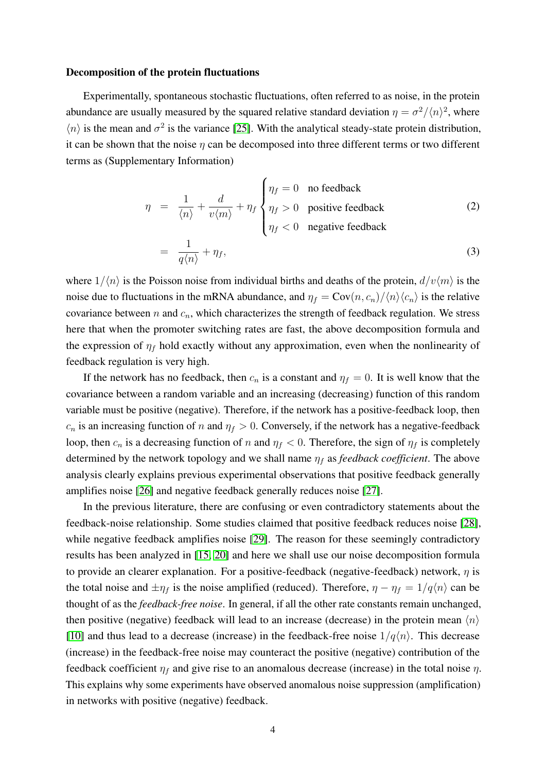#### Decomposition of the protein fluctuations

Experimentally, spontaneous stochastic fluctuations, often referred to as noise, in the protein abundance are usually measured by the squared relative standard deviation $\eta = \sigma^2/\langle n\rangle^2$, where $\langle n\rangle$ is the mean and $\sigma^2$ is the variance [25]. With the analytical steady-state protein distribution, it can be shown that the noise $\eta$ can be decomposed into three different terms or two different terms as (Supplementary Information)

$$
\begin{aligned}
\eta &= \frac{1}{\langle n\rangle} + \frac{d}{v\langle m\rangle} + \eta_f \begin{cases} \eta_f = 0 & \text{no feedback} \\ \eta_f > 0 & \text{positive feedback} \\ \eta_f < 0 & \text{negative feedback} \end{cases} \qquad (2) \\
&= \frac{1}{q\langle n\rangle} + \eta_f, \qquad (3)
\end{aligned}
$$

where $1/\langle n\rangle$ is the Poisson noise from individual births and deaths of the protein, $d/v\langle m\rangle$ is the noise due to fluctuations in the mRNA abundance, and $\eta_f = \mathrm{Cov}(n, c_n)/\langle n\rangle\langle c_n\rangle$ is the relative covariance between $n$ and $c_n$, which characterizes the strength of feedback regulation. We stress here that when the promoter switching rates are fast, the above decomposition formula and the expression of $\eta_f$ hold exactly without any approximation, even when the nonlinearity of feedback regulation is very high.

If the network has no feedback, then $c_n$ is a constant and $\eta_f = 0$. It is well know that the covariance between a random variable and an increasing (decreasing) function of this random variable must be positive (negative). Therefore, if the network has a positive-feedback loop, then $c_n$ is an increasing function of $n$ and $\eta_f > 0$. Conversely, if the network has a negative-feedback loop, then $c_n$ is a decreasing function of $n$ and $\eta_f < 0$. Therefore, the sign of $\eta_f$ is completely determined by the network topology and we shall name $\eta_f$ as *feedback coefficient*. The above analysis clearly explains previous experimental observations that positive feedback generally amplifies noise [26] and negative feedback generally reduces noise [27].

In the previous literature, there are confusing or even contradictory statements about the feedback-noise relationship. Some studies claimed that positive feedback reduces noise [28], while negative feedback amplifies noise [29]. The reason for these seemingly contradictory results has been analyzed in [15, 20] and here we shall use our noise decomposition formula to provide an clearer explanation. For a positive-feedback (negative-feedback) network, $\eta$ is the total noise and $\pm\eta_f$ is the noise amplified (reduced). Therefore, $\eta - \eta_f = 1/q\langle n\rangle$ can be thought of as the *feedback-free noise*. In general, if all the other rate constants remain unchanged, then positive (negative) feedback will lead to an increase (decrease) in the protein mean $\langle n\rangle$ [10] and thus lead to a decrease (increase) in the feedback-free noise $1/q\langle n\rangle$. This decrease (increase) in the feedback-free noise may counteract the positive (negative) contribution of the feedback coefficient $\eta_f$ and give rise to an anomalous decrease (increase) in the total noise $\eta$. This explains why some experiments have observed anomalous noise suppression (amplification) in networks with positive (negative) feedback.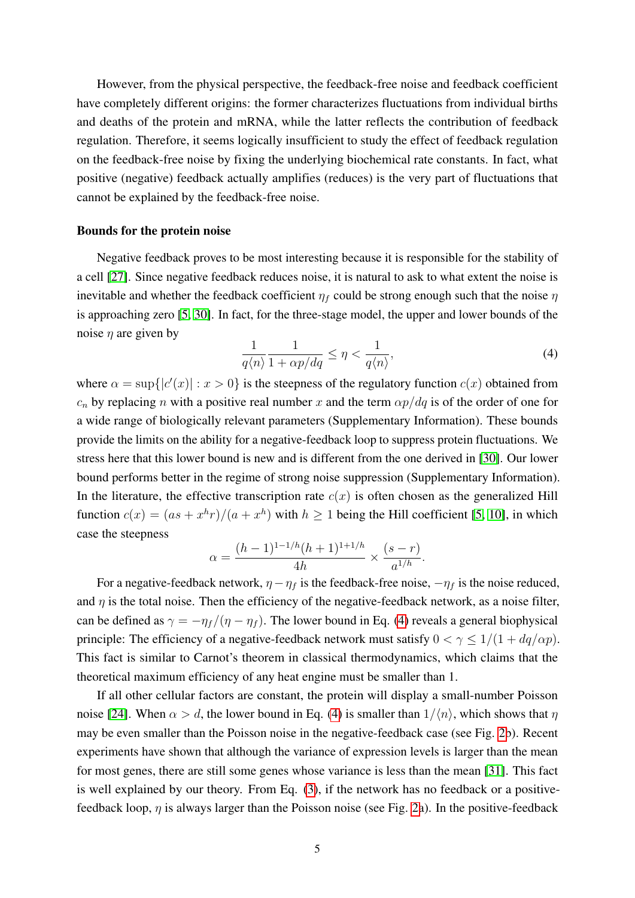However, from the physical perspective, the feedback-free noise and feedback coefficient have completely different origins: the former characterizes fluctuations from individual births and deaths of the protein and mRNA, while the latter reflects the contribution of feedback regulation. Therefore, it seems logically insufficient to study the effect of feedback regulation on the feedback-free noise by fixing the underlying biochemical rate constants. In fact, what positive (negative) feedback actually amplifies (reduces) is the very part of fluctuations that cannot be explained by the feedback-free noise.

**Bounds for the protein noise**

Negative feedback proves to be most interesting because it is responsible for the stability of a cell [27]. Since negative feedback reduces noise, it is natural to ask to what extent the noise is inevitable and whether the feedback coefficient $\eta_f$ could be strong enough such that the noise $\eta$ is approaching zero [5, 30]. In fact, for the three-stage model, the upper and lower bounds of the noise $\eta$ are given by

$$\frac{1}{q\langle n\rangle}\frac{1}{1+\alpha p/dq} \leq \eta < \frac{1}{q\langle n\rangle}, \tag{4}$$

where $\alpha = \sup\{|c'(x)| : x > 0\}$ is the steepness of the regulatory function $c(x)$ obtained from $c_n$ by replacing $n$ with a positive real number $x$ and the term $\alpha p/dq$ is of the order of one for a wide range of biologically relevant parameters (Supplementary Information). These bounds provide the limits on the ability for a negative-feedback loop to suppress protein fluctuations. We stress here that this lower bound is new and is different from the one derived in [30]. Our lower bound performs better in the regime of strong noise suppression (Supplementary Information). In the literature, the effective transcription rate $c(x)$ is often chosen as the generalized Hill function $c(x) = (as + x^h r)/(a + x^h)$ with $h \geq 1$ being the Hill coefficient [5, 10], in which case the steepness

$$\alpha = \frac{(h-1)^{1-1/h}(h+1)^{1+1/h}}{4h} \times \frac{(s-r)}{a^{1/h}}.$$

For a negative-feedback network, $\eta - \eta_f$ is the feedback-free noise, $-\eta_f$ is the noise reduced, and $\eta$ is the total noise. Then the efficiency of the negative-feedback network, as a noise filter, can be defined as $\gamma = -\eta_f/(\eta - \eta_f)$. The lower bound in Eq. (4) reveals a general biophysical principle: The efficiency of a negative-feedback network must satisfy $0 < \gamma \leq 1/(1 + dq/\alpha p)$. This fact is similar to Carnot's theorem in classical thermodynamics, which claims that the theoretical maximum efficiency of any heat engine must be smaller than 1.

If all other cellular factors are constant, the protein will display a small-number Poisson noise [24]. When $\alpha > d$, the lower bound in Eq. (4) is smaller than $1/\langle n\rangle$, which shows that $\eta$ may be even smaller than the Poisson noise in the negative-feedback case (see Fig. 2b). Recent experiments have shown that although the variance of expression levels is larger than the mean for most genes, there are still some genes whose variance is less than the mean [31]. This fact is well explained by our theory. From Eq. (3), if the network has no feedback or a positive-feedback loop, $\eta$ is always larger than the Poisson noise (see Fig. 2a). In the positive-feedback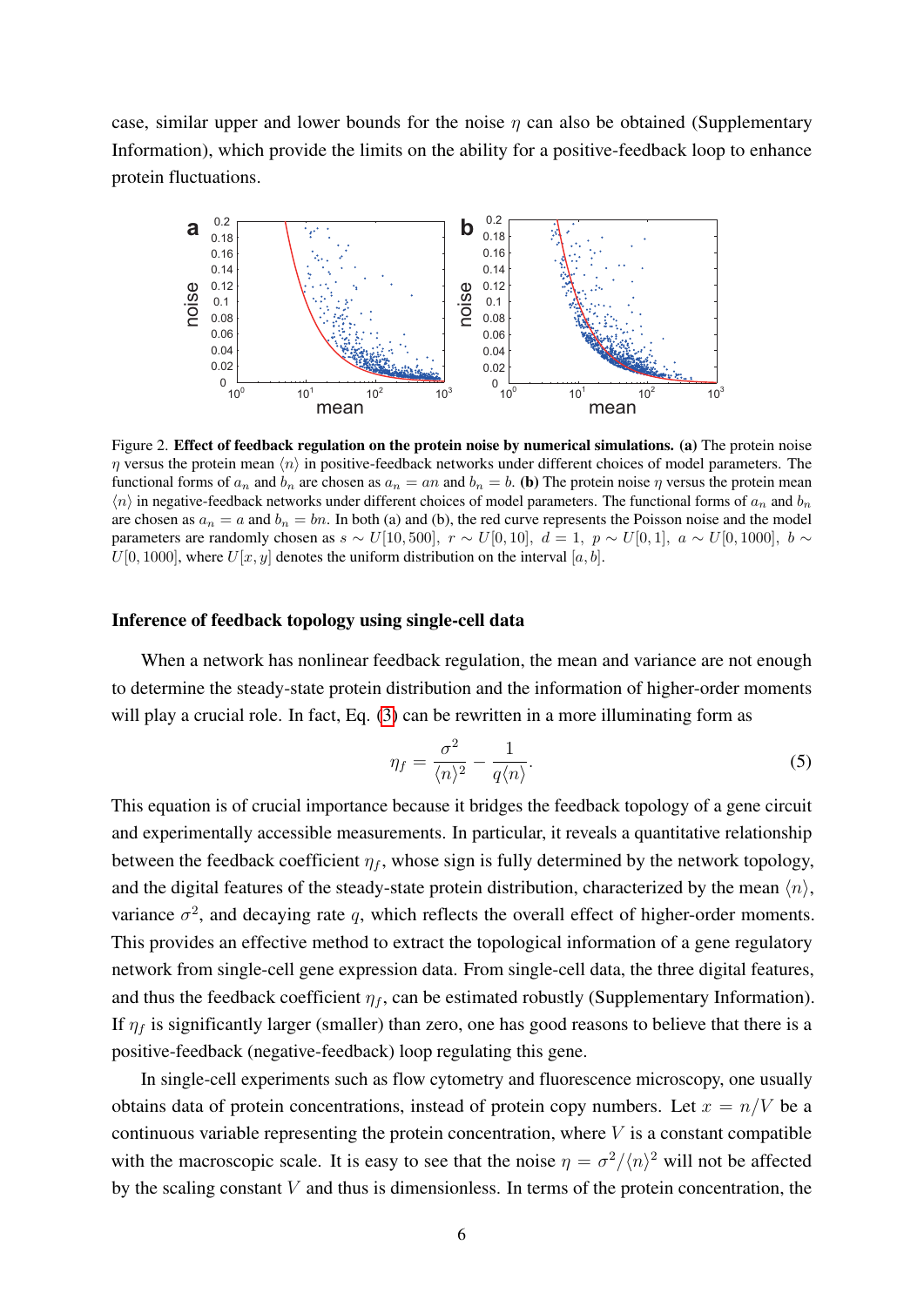case, similar upper and lower bounds for the noise $\eta$ can also be obtained (Supplementary Information), which provide the limits on the ability for a positive-feedback loop to enhance protein fluctuations.

Figure 2. **Effect of feedback regulation on the protein noise by numerical simulations. (a)** The protein noise $\eta$ versus the protein mean $\langle n\rangle$ in positive-feedback networks under different choices of model parameters. The functional forms of $a_n$ and $b_n$ are chosen as $a_n = an$ and $b_n = b$. **(b)** The protein noise $\eta$ versus the protein mean $\langle n\rangle$ in negative-feedback networks under different choices of model parameters. The functional forms of $a_n$ and $b_n$ are chosen as $a_n = a$ and $b_n = bn$. In both (a) and (b), the red curve represents the Poisson noise and the model parameters are randomly chosen as $s \sim U[10, 500],\ r \sim U[0, 10],\ d = 1,\ p \sim U[0, 1],\ a \sim U[0, 1000],\ b \sim U[0, 1000]$, where $U[x, y]$ denotes the uniform distribution on the interval $[a, b]$.

### Inference of feedback topology using single-cell data

When a network has nonlinear feedback regulation, the mean and variance are not enough to determine the steady-state protein distribution and the information of higher-order moments will play a crucial role. In fact, Eq. (3) can be rewritten in a more illuminating form as

$$\eta_f = \frac{\sigma^2}{\langle n\rangle^2} - \frac{1}{q\langle n\rangle}. \tag{5}$$

This equation is of crucial importance because it bridges the feedback topology of a gene circuit and experimentally accessible measurements. In particular, it reveals a quantitative relationship between the feedback coefficient $\eta_f$, whose sign is fully determined by the network topology, and the digital features of the steady-state protein distribution, characterized by the mean $\langle n\rangle$, variance $\sigma^2$, and decaying rate $q$, which reflects the overall effect of higher-order moments. This provides an effective method to extract the topological information of a gene regulatory network from single-cell gene expression data. From single-cell data, the three digital features, and thus the feedback coefficient $\eta_f$, can be estimated robustly (Supplementary Information). If $\eta_f$ is significantly larger (smaller) than zero, one has good reasons to believe that there is a positive-feedback (negative-feedback) loop regulating this gene.

In single-cell experiments such as flow cytometry and fluorescence microscopy, one usually obtains data of protein concentrations, instead of protein copy numbers. Let $x = n/V$ be a continuous variable representing the protein concentration, where $V$ is a constant compatible with the macroscopic scale. It is easy to see that the noise $\eta = \sigma^2/\langle n\rangle^2$ will not be affected by the scaling constant $V$ and thus is dimensionless. In terms of the protein concentration, the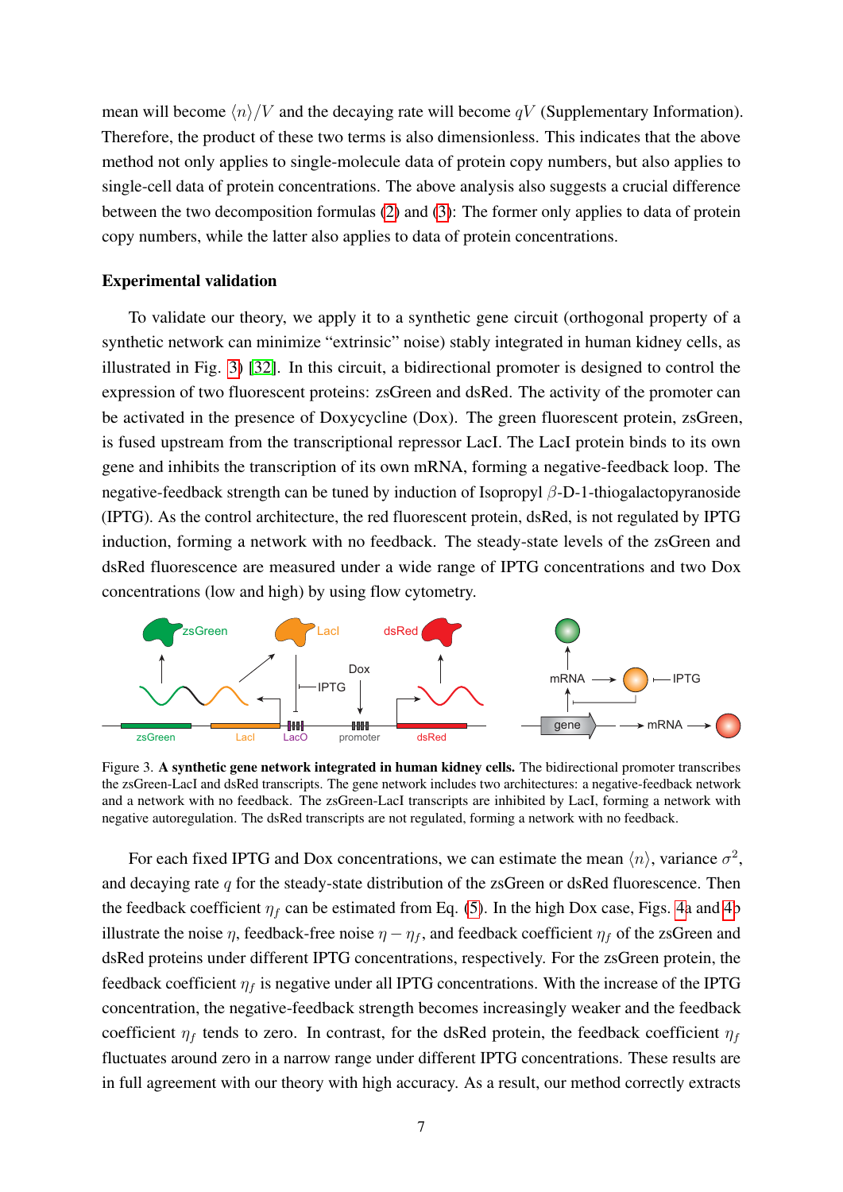mean will become $\langle n \rangle / V$ and the decaying rate will become $qV$ (Supplementary Information). Therefore, the product of these two terms is also dimensionless. This indicates that the above method not only applies to single-molecule data of protein copy numbers, but also applies to single-cell data of protein concentrations. The above analysis also suggests a crucial difference between the two decomposition formulas (2) and (3): The former only applies to data of protein copy numbers, while the latter also applies to data of protein concentrations.

### Experimental validation

To validate our theory, we apply it to a synthetic gene circuit (orthogonal property of a synthetic network can minimize "extrinsic" noise) stably integrated in human kidney cells, as illustrated in Fig. 3) [32]. In this circuit, a bidirectional promoter is designed to control the expression of two fluorescent proteins: zsGreen and dsRed. The activity of the promoter can be activated in the presence of Doxycycline (Dox). The green fluorescent protein, zsGreen, is fused upstream from the transcriptional repressor LacI. The LacI protein binds to its own gene and inhibits the transcription of its own mRNA, forming a negative-feedback loop. The negative-feedback strength can be tuned by induction of Isopropyl $\beta$-D-1-thiogalactopyranoside (IPTG). As the control architecture, the red fluorescent protein, dsRed, is not regulated by IPTG induction, forming a network with no feedback. The steady-state levels of the zsGreen and dsRed fluorescence are measured under a wide range of IPTG concentrations and two Dox concentrations (low and high) by using flow cytometry.

Figure 3. **A synthetic gene network integrated in human kidney cells.** The bidirectional promoter transcribes the zsGreen-LacI and dsRed transcripts. The gene network includes two architectures: a negative-feedback network and a network with no feedback. The zsGreen-LacI transcripts are inhibited by LacI, forming a network with negative autoregulation. The dsRed transcripts are not regulated, forming a network with no feedback.

For each fixed IPTG and Dox concentrations, we can estimate the mean $\langle n \rangle$, variance $\sigma^2$, and decaying rate $q$ for the steady-state distribution of the zsGreen or dsRed fluorescence. Then the feedback coefficient $\eta_f$ can be estimated from Eq. (5). In the high Dox case, Figs. 4a and 4b illustrate the noise $\eta$, feedback-free noise $\eta - \eta_f$, and feedback coefficient $\eta_f$ of the zsGreen and dsRed proteins under different IPTG concentrations, respectively. For the zsGreen protein, the feedback coefficient $\eta_f$ is negative under all IPTG concentrations. With the increase of the IPTG concentration, the negative-feedback strength becomes increasingly weaker and the feedback coefficient $\eta_f$ tends to zero. In contrast, for the dsRed protein, the feedback coefficient $\eta_f$ fluctuates around zero in a narrow range under different IPTG concentrations. These results are in full agreement with our theory with high accuracy. As a result, our method correctly extracts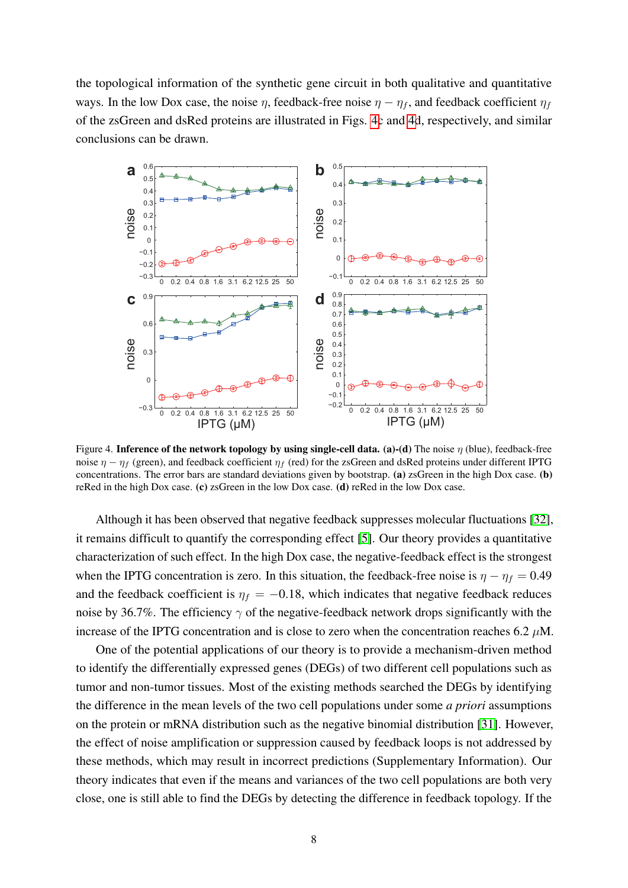the topological information of the synthetic gene circuit in both qualitative and quantitative ways. In the low Dox case, the noise $\eta$, feedback-free noise $\eta - \eta_f$, and feedback coefficient $\eta_f$ of the zsGreen and dsRed proteins are illustrated in Figs. 4c and 4d, respectively, and similar conclusions can be drawn.

Figure 4. **Inference of the network topology by using single-cell data. (a)-(d)** The noise $\eta$ (blue), feedback-free noise $\eta - \eta_f$ (green), and feedback coefficient $\eta_f$ (red) for the zsGreen and dsRed proteins under different IPTG concentrations. The error bars are standard deviations given by bootstrap. **(a)** zsGreen in the high Dox case. **(b)** reRed in the high Dox case. **(c)** zsGreen in the low Dox case. **(d)** reRed in the low Dox case.

Although it has been observed that negative feedback suppresses molecular fluctuations [32], it remains difficult to quantify the corresponding effect [5]. Our theory provides a quantitative characterization of such effect. In the high Dox case, the negative-feedback effect is the strongest when the IPTG concentration is zero. In this situation, the feedback-free noise is $\eta - \eta_f = 0.49$ and the feedback coefficient is $\eta_f = -0.18$, which indicates that negative feedback reduces noise by 36.7%. The efficiency $\gamma$ of the negative-feedback network drops significantly with the increase of the IPTG concentration and is close to zero when the concentration reaches 6.2 $\mu$M.

One of the potential applications of our theory is to provide a mechanism-driven method to identify the differentially expressed genes (DEGs) of two different cell populations such as tumor and non-tumor tissues. Most of the existing methods searched the DEGs by identifying the difference in the mean levels of the two cell populations under some *a priori* assumptions on the protein or mRNA distribution such as the negative binomial distribution [31]. However, the effect of noise amplification or suppression caused by feedback loops is not addressed by these methods, which may result in incorrect predictions (Supplementary Information). Our theory indicates that even if the means and variances of the two cell populations are both very close, one is still able to find the DEGs by detecting the difference in feedback topology. If the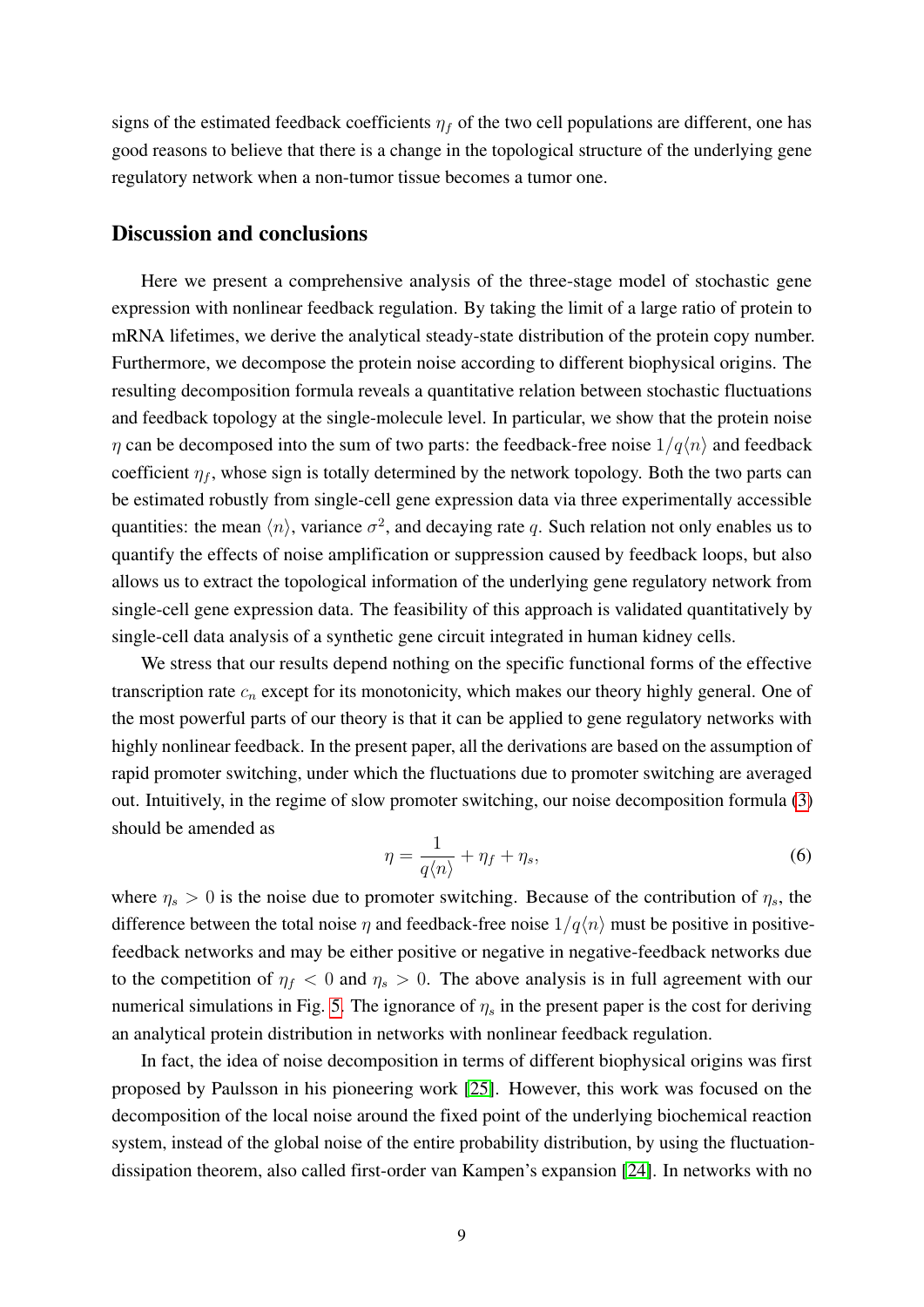signs of the estimated feedback coefficients $\eta_f$ of the two cell populations are different, one has good reasons to believe that there is a change in the topological structure of the underlying gene regulatory network when a non-tumor tissue becomes a tumor one.

## Discussion and conclusions

Here we present a comprehensive analysis of the three-stage model of stochastic gene expression with nonlinear feedback regulation. By taking the limit of a large ratio of protein to mRNA lifetimes, we derive the analytical steady-state distribution of the protein copy number. Furthermore, we decompose the protein noise according to different biophysical origins. The resulting decomposition formula reveals a quantitative relation between stochastic fluctuations and feedback topology at the single-molecule level. In particular, we show that the protein noise $\eta$ can be decomposed into the sum of two parts: the feedback-free noise $1/q\langle n\rangle$ and feedback coefficient $\eta_f$, whose sign is totally determined by the network topology. Both the two parts can be estimated robustly from single-cell gene expression data via three experimentally accessible quantities: the mean $\langle n\rangle$, variance $\sigma^2$, and decaying rate $q$. Such relation not only enables us to quantify the effects of noise amplification or suppression caused by feedback loops, but also allows us to extract the topological information of the underlying gene regulatory network from single-cell gene expression data. The feasibility of this approach is validated quantitatively by single-cell data analysis of a synthetic gene circuit integrated in human kidney cells.

We stress that our results depend nothing on the specific functional forms of the effective transcription rate $c_n$ except for its monotonicity, which makes our theory highly general. One of the most powerful parts of our theory is that it can be applied to gene regulatory networks with highly nonlinear feedback. In the present paper, all the derivations are based on the assumption of rapid promoter switching, under which the fluctuations due to promoter switching are averaged out. Intuitively, in the regime of slow promoter switching, our noise decomposition formula (3) should be amended as

$$\eta = \frac{1}{q\langle n\rangle} + \eta_f + \eta_s, \tag{6}$$

where $\eta_s > 0$ is the noise due to promoter switching. Because of the contribution of $\eta_s$, the difference between the total noise $\eta$ and feedback-free noise $1/q\langle n\rangle$ must be positive in positive-feedback networks and may be either positive or negative in negative-feedback networks due to the competition of $\eta_f < 0$ and $\eta_s > 0$. The above analysis is in full agreement with our numerical simulations in Fig. 5. The ignorance of $\eta_s$ in the present paper is the cost for deriving an analytical protein distribution in networks with nonlinear feedback regulation.

In fact, the idea of noise decomposition in terms of different biophysical origins was first proposed by Paulsson in his pioneering work [25]. However, this work was focused on the decomposition of the local noise around the fixed point of the underlying biochemical reaction system, instead of the global noise of the entire probability distribution, by using the fluctuation-dissipation theorem, also called first-order van Kampen's expansion [24]. In networks with no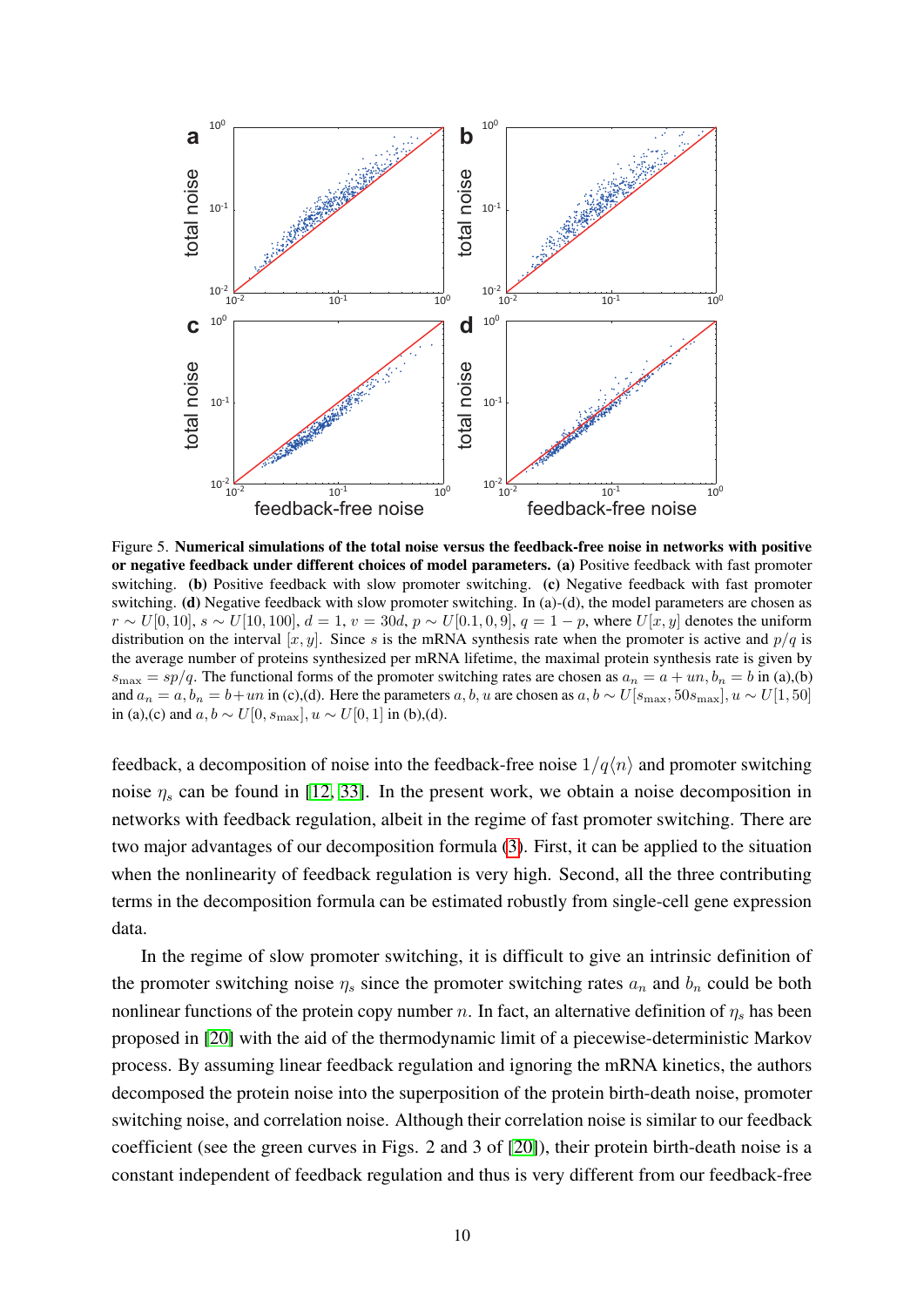Figure 5. **Numerical simulations of the total noise versus the feedback-free noise in networks with positive or negative feedback under different choices of model parameters.** **(a)** Positive feedback with fast promoter switching. **(b)** Positive feedback with slow promoter switching. **(c)** Negative feedback with fast promoter switching. **(d)** Negative feedback with slow promoter switching. In (a)-(d), the model parameters are chosen as $r \sim U[0, 10]$, $s \sim U[10, 100]$, $d = 1$, $v = 30d$, $p \sim U[0.1, 0, 9]$, $q = 1 - p$, where $U[x, y]$ denotes the uniform distribution on the interval $[x, y]$. Since $s$ is the mRNA synthesis rate when the promoter is active and $p/q$ is the average number of proteins synthesized per mRNA lifetime, the maximal protein synthesis rate is given by $s_{\max} = sp/q$. The functional forms of the promoter switching rates are chosen as $a_n = a + un, b_n = b$ in (a),(b) and $a_n = a, b_n = b + un$ in (c),(d). Here the parameters $a, b, u$ are chosen as $a, b \sim U[s_{\max}, 50s_{\max}], u \sim U[1, 50]$ in (a),(c) and $a, b \sim U[0, s_{\max}], u \sim U[0, 1]$ in (b),(d).

feedback, a decomposition of noise into the feedback-free noise $1/q\langle n \rangle$ and promoter switching noise $\eta_s$ can be found in [12, 33]. In the present work, we obtain a noise decomposition in networks with feedback regulation, albeit in the regime of fast promoter switching. There are two major advantages of our decomposition formula (3). First, it can be applied to the situation when the nonlinearity of feedback regulation is very high. Second, all the three contributing terms in the decomposition formula can be estimated robustly from single-cell gene expression data.

In the regime of slow promoter switching, it is difficult to give an intrinsic definition of the promoter switching noise $\eta_s$ since the promoter switching rates $a_n$ and $b_n$ could be both nonlinear functions of the protein copy number $n$. In fact, an alternative definition of $\eta_s$ has been proposed in [20] with the aid of the thermodynamic limit of a piecewise-deterministic Markov process. By assuming linear feedback regulation and ignoring the mRNA kinetics, the authors decomposed the protein noise into the superposition of the protein birth-death noise, promoter switching noise, and correlation noise. Although their correlation noise is similar to our feedback coefficient (see the green curves in Figs. 2 and 3 of [20]), their protein birth-death noise is a constant independent of feedback regulation and thus is very different from our feedback-free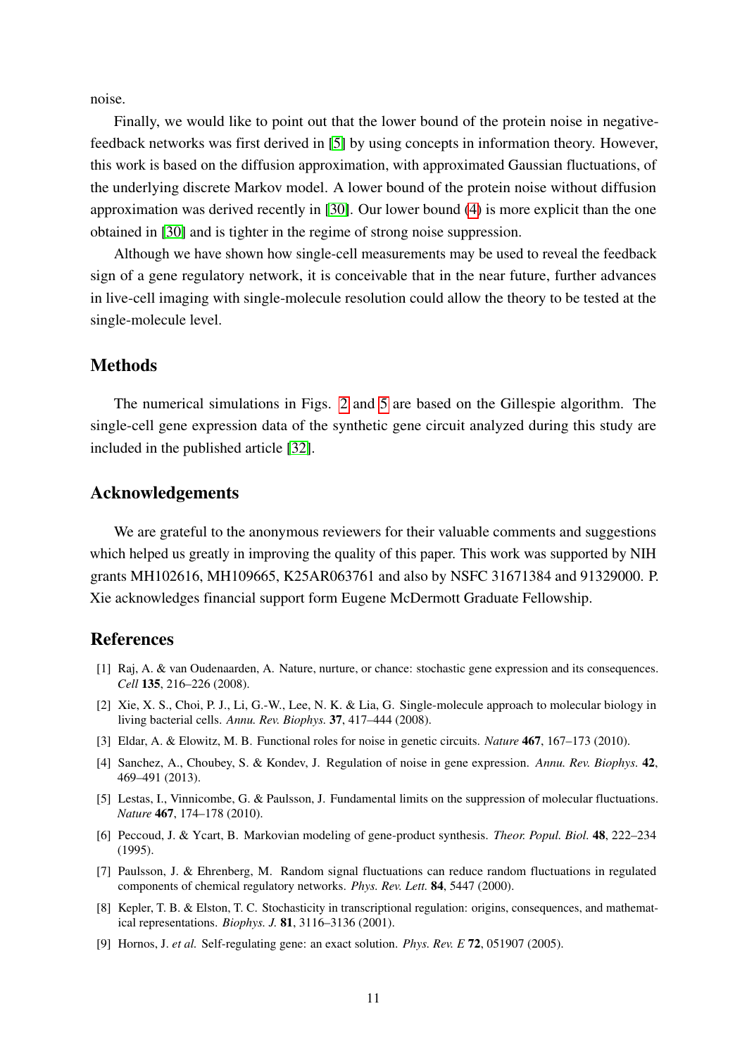noise.

Finally, we would like to point out that the lower bound of the protein noise in negative-feedback networks was first derived in [5] by using concepts in information theory. However, this work is based on the diffusion approximation, with approximated Gaussian fluctuations, of the underlying discrete Markov model. A lower bound of the protein noise without diffusion approximation was derived recently in [30]. Our lower bound (4) is more explicit than the one obtained in [30] and is tighter in the regime of strong noise suppression.

Although we have shown how single-cell measurements may be used to reveal the feedback sign of a gene regulatory network, it is conceivable that in the near future, further advances in live-cell imaging with single-molecule resolution could allow the theory to be tested at the single-molecule level.

## Methods

The numerical simulations in Figs. 2 and 5 are based on the Gillespie algorithm. The single-cell gene expression data of the synthetic gene circuit analyzed during this study are included in the published article [32].

## Acknowledgements

We are grateful to the anonymous reviewers for their valuable comments and suggestions which helped us greatly in improving the quality of this paper. This work was supported by NIH grants MH102616, MH109665, K25AR063761 and also by NSFC 31671384 and 91329000. P. Xie acknowledges financial support form Eugene McDermott Graduate Fellowship.

## References

[1] Raj, A. & van Oudenaarden, A. Nature, nurture, or chance: stochastic gene expression and its consequences. *Cell* **135**, 216–226 (2008).

[2] Xie, X. S., Choi, P. J., Li, G.-W., Lee, N. K. & Lia, G. Single-molecule approach to molecular biology in living bacterial cells. *Annu. Rev. Biophys.* **37**, 417–444 (2008).

[3] Eldar, A. & Elowitz, M. B. Functional roles for noise in genetic circuits. *Nature* **467**, 167–173 (2010).

[4] Sanchez, A., Choubey, S. & Kondev, J. Regulation of noise in gene expression. *Annu. Rev. Biophys.* **42**, 469–491 (2013).

[5] Lestas, I., Vinnicombe, G. & Paulsson, J. Fundamental limits on the suppression of molecular fluctuations. *Nature* **467**, 174–178 (2010).

[6] Peccoud, J. & Ycart, B. Markovian modeling of gene-product synthesis. *Theor. Popul. Biol.* **48**, 222–234 (1995).

[7] Paulsson, J. & Ehrenberg, M. Random signal fluctuations can reduce random fluctuations in regulated components of chemical regulatory networks. *Phys. Rev. Lett.* **84**, 5447 (2000).

[8] Kepler, T. B. & Elston, T. C. Stochasticity in transcriptional regulation: origins, consequences, and mathematical representations. *Biophys. J.* **81**, 3116–3136 (2001).

[9] Hornos, J. *et al.* Self-regulating gene: an exact solution. *Phys. Rev. E* **72**, 051907 (2005).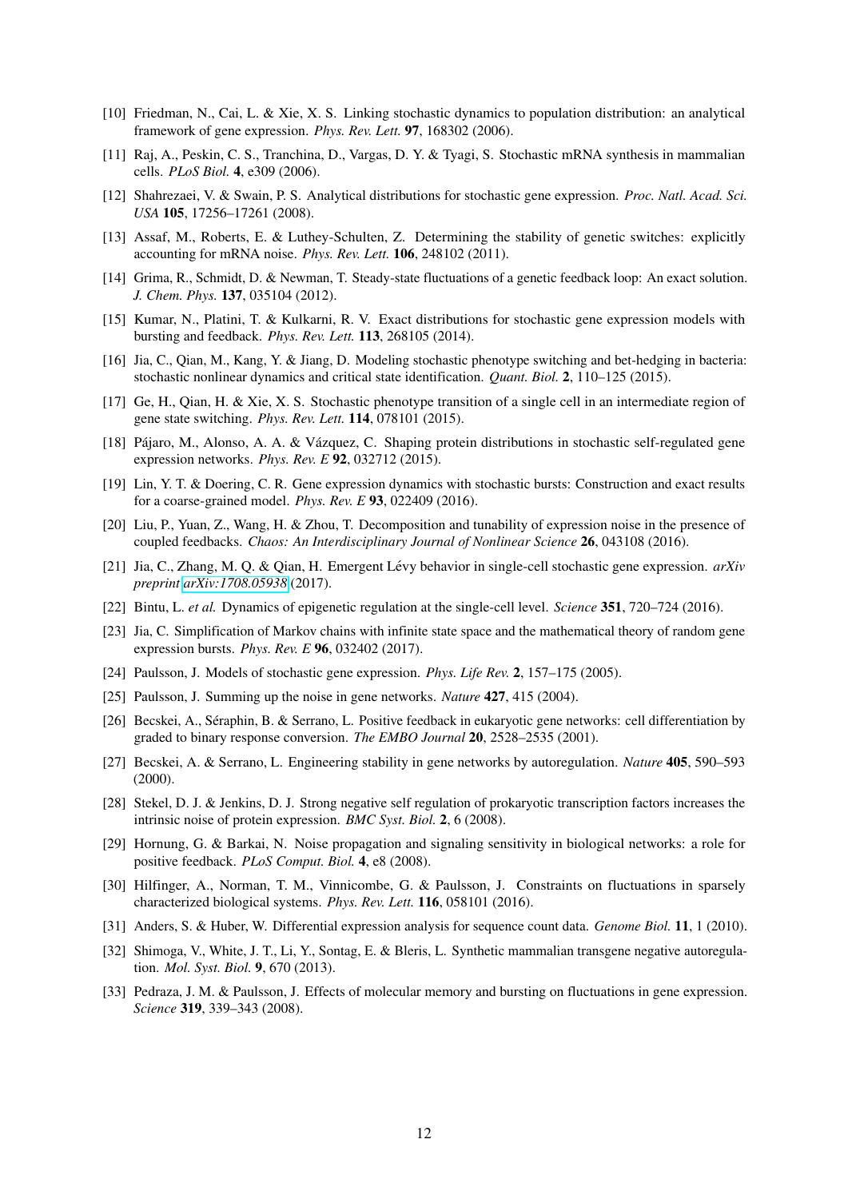[10] Friedman, N., Cai, L. & Xie, X. S. Linking stochastic dynamics to population distribution: an analytical framework of gene expression. *Phys. Rev. Lett.* **97**, 168302 (2006).

[11] Raj, A., Peskin, C. S., Tranchina, D., Vargas, D. Y. & Tyagi, S. Stochastic mRNA synthesis in mammalian cells. *PLoS Biol.* **4**, e309 (2006).

[12] Shahrezaei, V. & Swain, P. S. Analytical distributions for stochastic gene expression. *Proc. Natl. Acad. Sci. USA* **105**, 17256–17261 (2008).

[13] Assaf, M., Roberts, E. & Luthey-Schulten, Z. Determining the stability of genetic switches: explicitly accounting for mRNA noise. *Phys. Rev. Lett.* **106**, 248102 (2011).

[14] Grima, R., Schmidt, D. & Newman, T. Steady-state fluctuations of a genetic feedback loop: An exact solution. *J. Chem. Phys.* **137**, 035104 (2012).

[15] Kumar, N., Platini, T. & Kulkarni, R. V. Exact distributions for stochastic gene expression models with bursting and feedback. *Phys. Rev. Lett.* **113**, 268105 (2014).

[16] Jia, C., Qian, M., Kang, Y. & Jiang, D. Modeling stochastic phenotype switching and bet-hedging in bacteria: stochastic nonlinear dynamics and critical state identification. *Quant. Biol.* **2**, 110–125 (2015).

[17] Ge, H., Qian, H. & Xie, X. S. Stochastic phenotype transition of a single cell in an intermediate region of gene state switching. *Phys. Rev. Lett.* **114**, 078101 (2015).

[18] Pájaro, M., Alonso, A. A. & Vázquez, C. Shaping protein distributions in stochastic self-regulated gene expression networks. *Phys. Rev. E* **92**, 032712 (2015).

[19] Lin, Y. T. & Doering, C. R. Gene expression dynamics with stochastic bursts: Construction and exact results for a coarse-grained model. *Phys. Rev. E* **93**, 022409 (2016).

[20] Liu, P., Yuan, Z., Wang, H. & Zhou, T. Decomposition and tunability of expression noise in the presence of coupled feedbacks. *Chaos: An Interdisciplinary Journal of Nonlinear Science* **26**, 043108 (2016).

[21] Jia, C., Zhang, M. Q. & Qian, H. Emergent Lévy behavior in single-cell stochastic gene expression. *arXiv preprint arXiv:1708.05938* (2017).

[22] Bintu, L. *et al.* Dynamics of epigenetic regulation at the single-cell level. *Science* **351**, 720–724 (2016).

[23] Jia, C. Simplification of Markov chains with infinite state space and the mathematical theory of random gene expression bursts. *Phys. Rev. E* **96**, 032402 (2017).

[24] Paulsson, J. Models of stochastic gene expression. *Phys. Life Rev.* **2**, 157–175 (2005).

[25] Paulsson, J. Summing up the noise in gene networks. *Nature* **427**, 415 (2004).

[26] Becskei, A., Séraphin, B. & Serrano, L. Positive feedback in eukaryotic gene networks: cell differentiation by graded to binary response conversion. *The EMBO Journal* **20**, 2528–2535 (2001).

[27] Becskei, A. & Serrano, L. Engineering stability in gene networks by autoregulation. *Nature* **405**, 590–593 (2000).

[28] Stekel, D. J. & Jenkins, D. J. Strong negative self regulation of prokaryotic transcription factors increases the intrinsic noise of protein expression. *BMC Syst. Biol.* **2**, 6 (2008).

[29] Hornung, G. & Barkai, N. Noise propagation and signaling sensitivity in biological networks: a role for positive feedback. *PLoS Comput. Biol.* **4**, e8 (2008).

[30] Hilfinger, A., Norman, T. M., Vinnicombe, G. & Paulsson, J. Constraints on fluctuations in sparsely characterized biological systems. *Phys. Rev. Lett.* **116**, 058101 (2016).

[31] Anders, S. & Huber, W. Differential expression analysis for sequence count data. *Genome Biol.* **11**, 1 (2010).

[32] Shimoga, V., White, J. T., Li, Y., Sontag, E. & Bleris, L. Synthetic mammalian transgene negative autoregulation. *Mol. Syst. Biol.* **9**, 670 (2013).

[33] Pedraza, J. M. & Paulsson, J. Effects of molecular memory and bursting on fluctuations in gene expression. *Science* **319**, 339–343 (2008).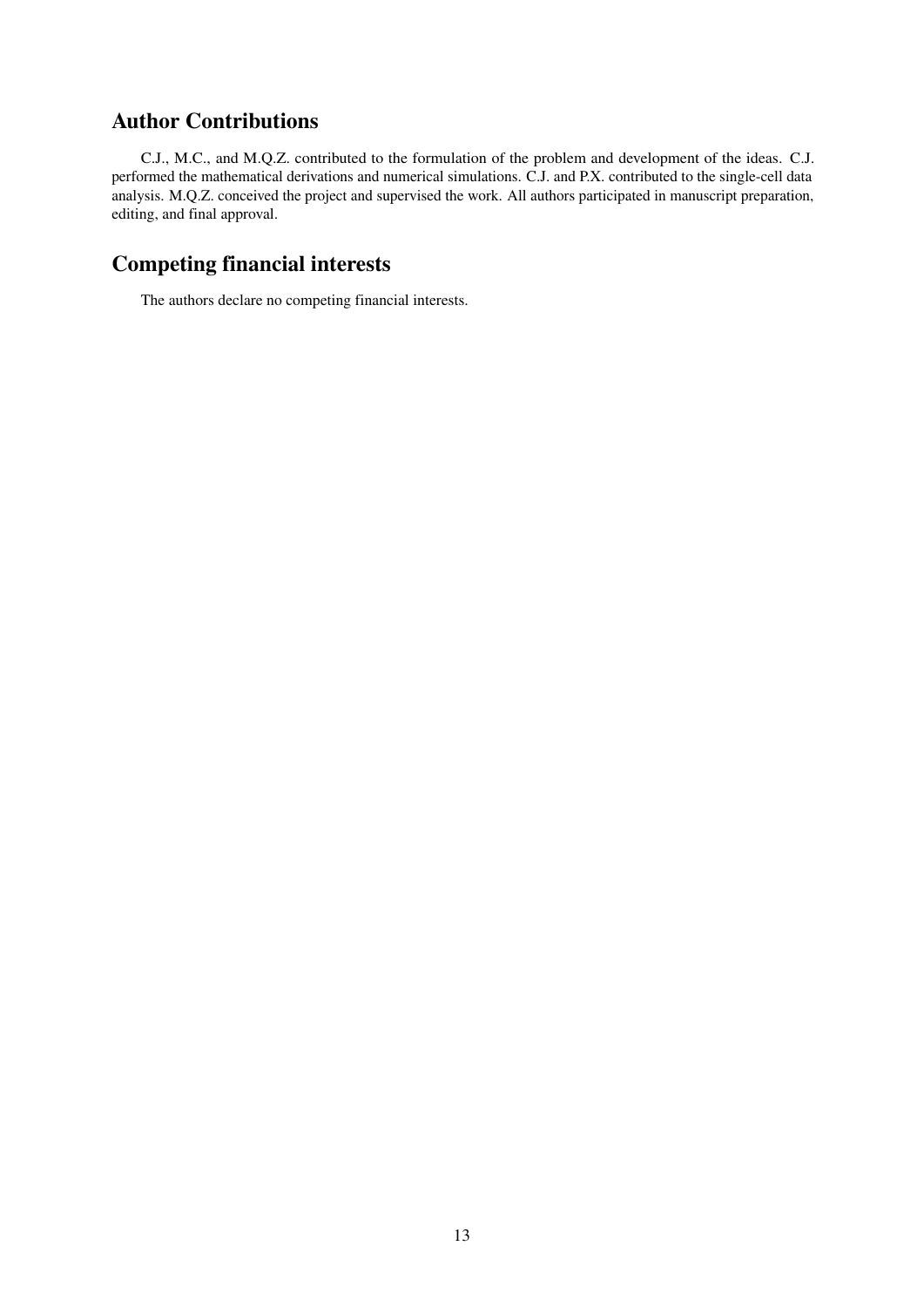## Author Contributions

C.J., M.C., and M.Q.Z. contributed to the formulation of the problem and development of the ideas. C.J. performed the mathematical derivations and numerical simulations. C.J. and P.X. contributed to the single-cell data analysis. M.Q.Z. conceived the project and supervised the work. All authors participated in manuscript preparation, editing, and final approval.

## Competing financial interests

The authors declare no competing financial interests.